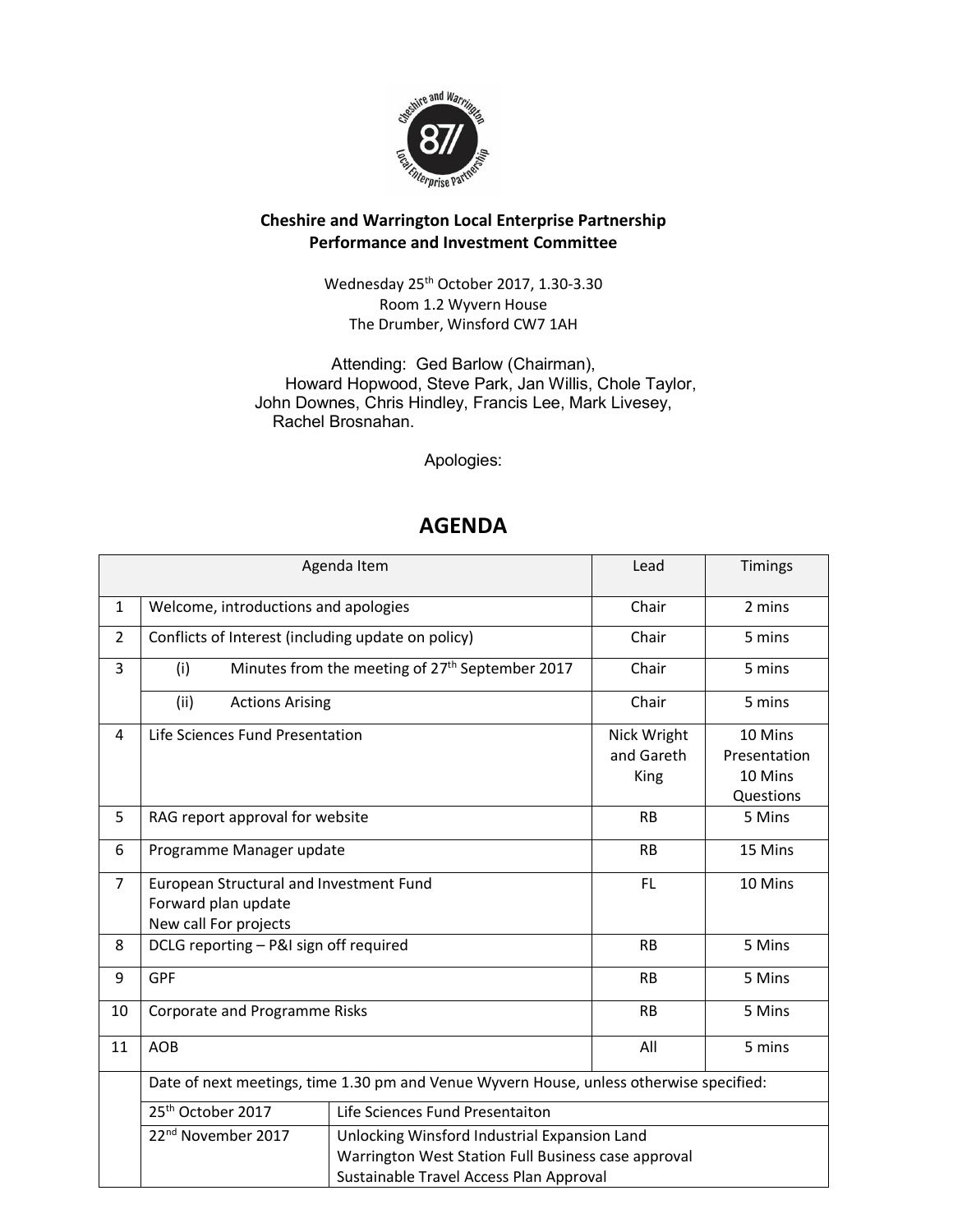**Cheshire and Warrington Local Enterprise Partnership**
**Performance and Investment Committee**

Wednesday 25th October 2017, 1.30-3.30
Room 1.2 Wyvern House
The Drumber, Winsford CW7 1AH

Attending: Ged Barlow (Chairman), Howard Hopwood, Steve Park, Jan Willis, Chole Taylor, John Downes, Chris Hindley, Francis Lee, Mark Livesey, Rachel Brosnahan.

Apologies:

# AGENDA

| | Agenda Item | | Lead | Timings |
|---|---|---|---|---|
| 1 | Welcome, introductions and apologies | | Chair | 2 mins |
| 2 | Conflicts of Interest (including update on policy) | | Chair | 5 mins |
| 3 | (i) Minutes from the meeting of 27th September 2017 | | Chair | 5 mins |
| | (ii) Actions Arising | | Chair | 5 mins |
| 4 | Life Sciences Fund Presentation | | Nick Wright and Gareth King | 10 Mins Presentation 10 Mins Questions |
| 5 | RAG report approval for website | | RB | 5 Mins |
| 6 | Programme Manager update | | RB | 15 Mins |
| 7 | European Structural and Investment Fund<br>Forward plan update<br>New call For projects | | FL | 10 Mins |
| 8 | DCLG reporting – P&I sign off required | | RB | 5 Mins |
| 9 | GPF | | RB | 5 Mins |
| 10 | Corporate and Programme Risks | | RB | 5 Mins |
| 11 | AOB | | All | 5 mins |
| | Date of next meetings, time 1.30 pm and Venue Wyvern House, unless otherwise specified: | | | |
| | 25th October 2017 | Life Sciences Fund Presentaiton | | |
| | 22nd November 2017 | Unlocking Winsford Industrial Expansion Land<br>Warrington West Station Full Business case approval<br>Sustainable Travel Access Plan Approval | | |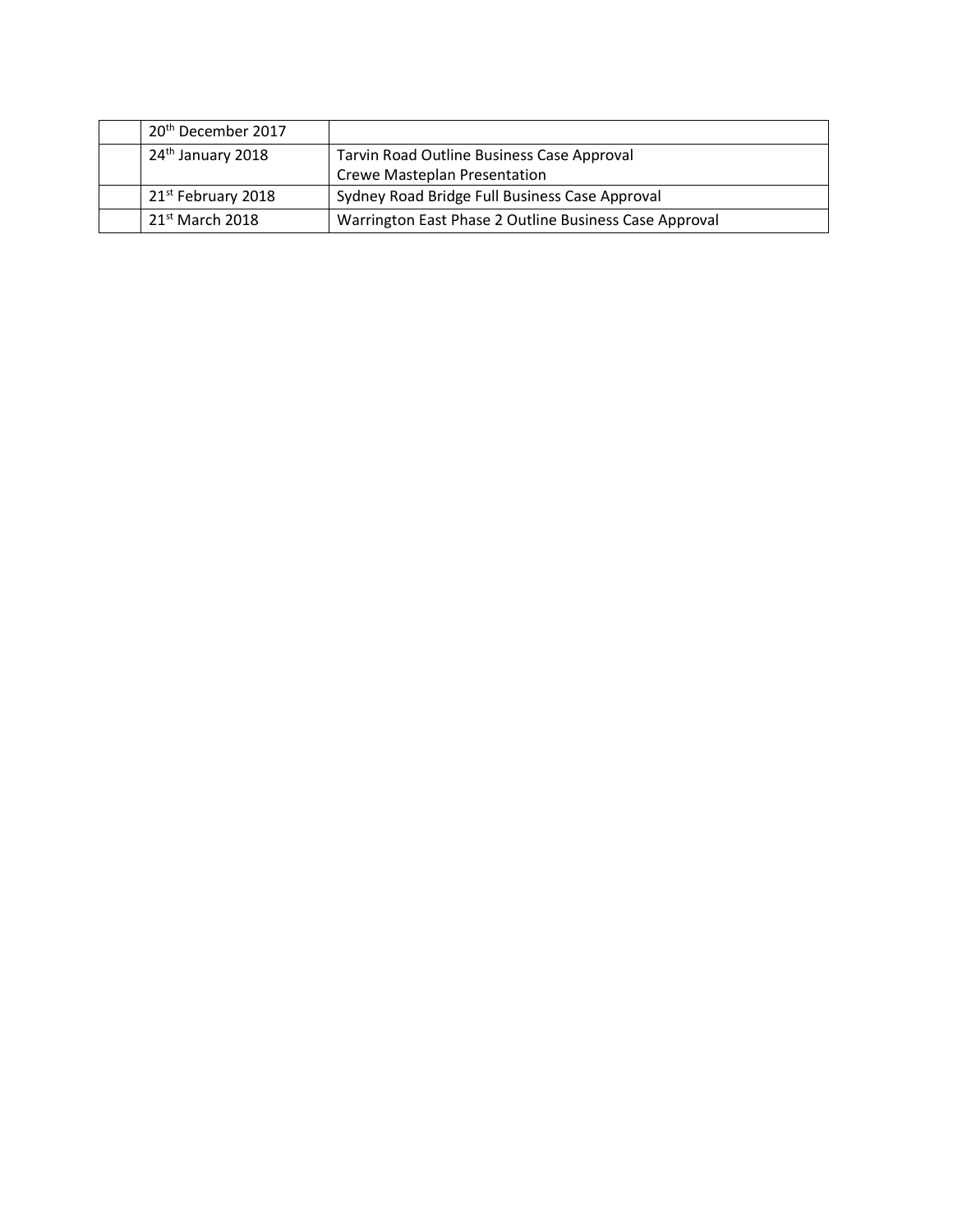| | | |
|---|---|---|
| | 20th December 2017 | |
| | 24th January 2018 | Tarvin Road Outline Business Case Approval<br>Crewe Masteplan Presentation |
| | 21st February 2018 | Sydney Road Bridge Full Business Case Approval |
| | 21st March 2018 | Warrington East Phase 2 Outline Business Case Approval |